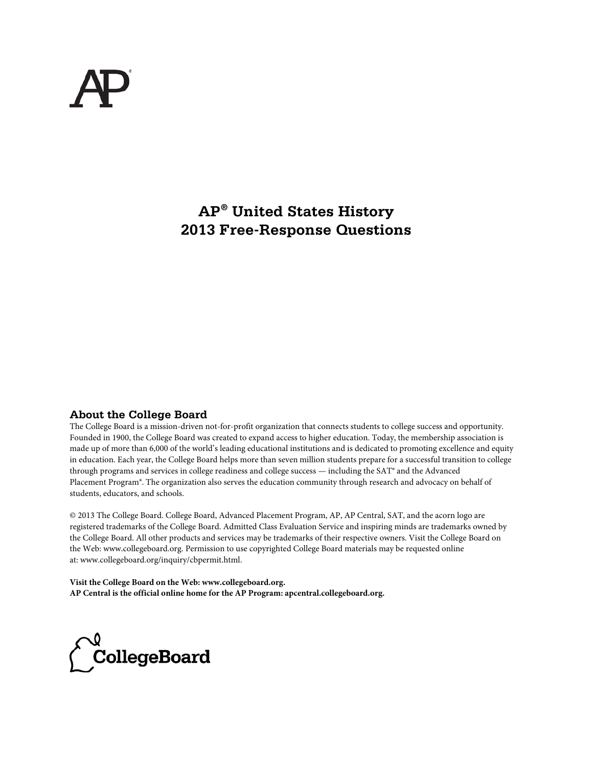# AP® United States History 2013 Free-Response Questions

## About the College Board

The College Board is a mission-driven not-for-profit organization that connects students to college success and opportunity. Founded in 1900, the College Board was created to expand access to higher education. Today, the membership association is made up of more than 6,000 of the world's leading educational institutions and is dedicated to promoting excellence and equity in education. Each year, the College Board helps more than seven million students prepare for a successful transition to college through programs and services in college readiness and college success — including the SAT® and the Advanced Placement Program®. The organization also serves the education community through research and advocacy on behalf of students, educators, and schools.

© 2013 The College Board. College Board, Advanced Placement Program, AP, AP Central, SAT, and the acorn logo are registered trademarks of the College Board. Admitted Class Evaluation Service and inspiring minds are trademarks owned by the College Board. All other products and services may be trademarks of their respective owners. Visit the College Board on the Web: www.collegeboard.org. Permission to use copyrighted College Board materials may be requested online at: www.collegeboard.org/inquiry/cbpermit.html.

**Visit the College Board on the Web: www.collegeboard.org.**
**AP Central is the official online home for the AP Program: apcentral.collegeboard.org.**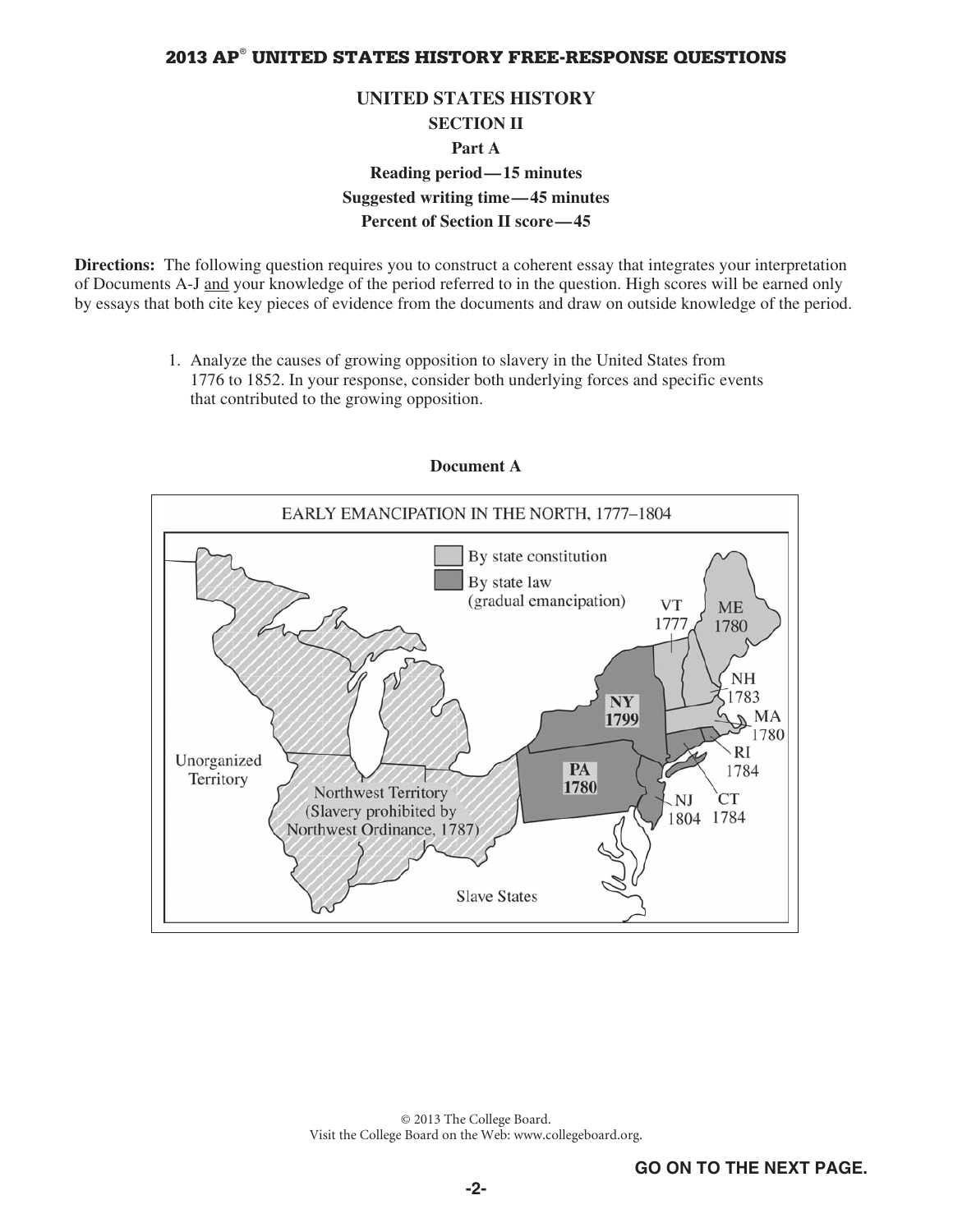## UNITED STATES HISTORY

### SECTION II

### Part A

**Reading period — 15 minutes**

**Suggested writing time — 45 minutes**

**Percent of Section II score — 45**

**Directions:** The following question requires you to construct a coherent essay that integrates your interpretation of Documents A-J and your knowledge of the period referred to in the question. High scores will be earned only by essays that both cite key pieces of evidence from the documents and draw on outside knowledge of the period.

1. Analyze the causes of growing opposition to slavery in the United States from 1776 to 1852. In your response, consider both underlying forces and specific events that contributed to the growing opposition.

**Document A**

EARLY EMANCIPATION IN THE NORTH, 1777–1804

By state constitution

By state law (gradual emancipation)

VT 1777

ME 1780

NH 1783

MA 1780

RI 1784

CT 1784

NJ 1804

NY 1799

PA 1780

Unorganized Territory

Northwest Territory (Slavery prohibited by Northwest Ordinance, 1787)

Slave States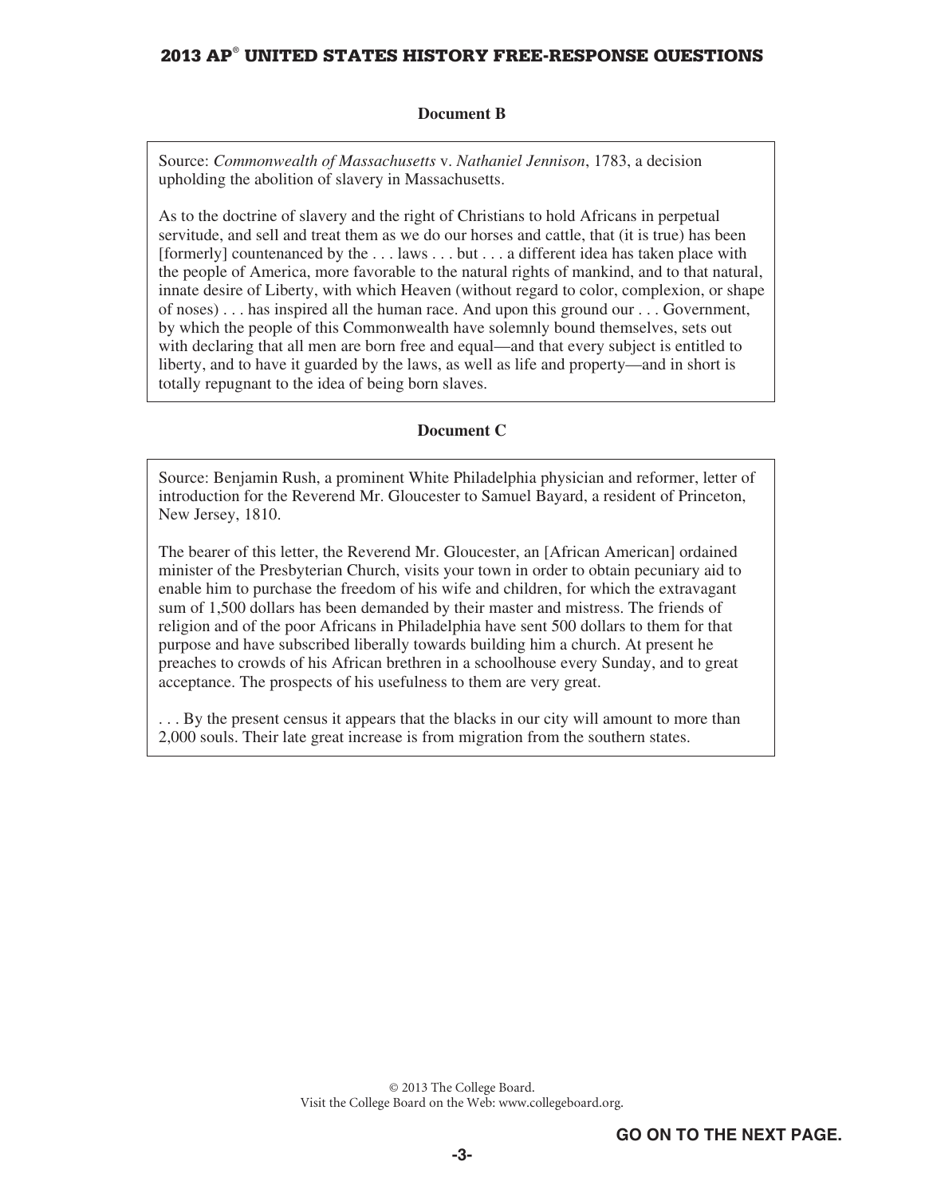### Document B

Source: *Commonwealth of Massachusetts* v. *Nathaniel Jennison*, 1783, a decision upholding the abolition of slavery in Massachusetts.

As to the doctrine of slavery and the right of Christians to hold Africans in perpetual servitude, and sell and treat them as we do our horses and cattle, that (it is true) has been [formerly] countenanced by the . . . laws . . . but . . . a different idea has taken place with the people of America, more favorable to the natural rights of mankind, and to that natural, innate desire of Liberty, with which Heaven (without regard to color, complexion, or shape of noses) . . . has inspired all the human race. And upon this ground our . . . Government, by which the people of this Commonwealth have solemnly bound themselves, sets out with declaring that all men are born free and equal—and that every subject is entitled to liberty, and to have it guarded by the laws, as well as life and property—and in short is totally repugnant to the idea of being born slaves.

### Document C

Source: Benjamin Rush, a prominent White Philadelphia physician and reformer, letter of introduction for the Reverend Mr. Gloucester to Samuel Bayard, a resident of Princeton, New Jersey, 1810.

The bearer of this letter, the Reverend Mr. Gloucester, an [African American] ordained minister of the Presbyterian Church, visits your town in order to obtain pecuniary aid to enable him to purchase the freedom of his wife and children, for which the extravagant sum of 1,500 dollars has been demanded by their master and mistress. The friends of religion and of the poor Africans in Philadelphia have sent 500 dollars to them for that purpose and have subscribed liberally towards building him a church. At present he preaches to crowds of his African brethren in a schoolhouse every Sunday, and to great acceptance. The prospects of his usefulness to them are very great.

. . . By the present census it appears that the blacks in our city will amount to more than 2,000 souls. Their late great increase is from migration from the southern states.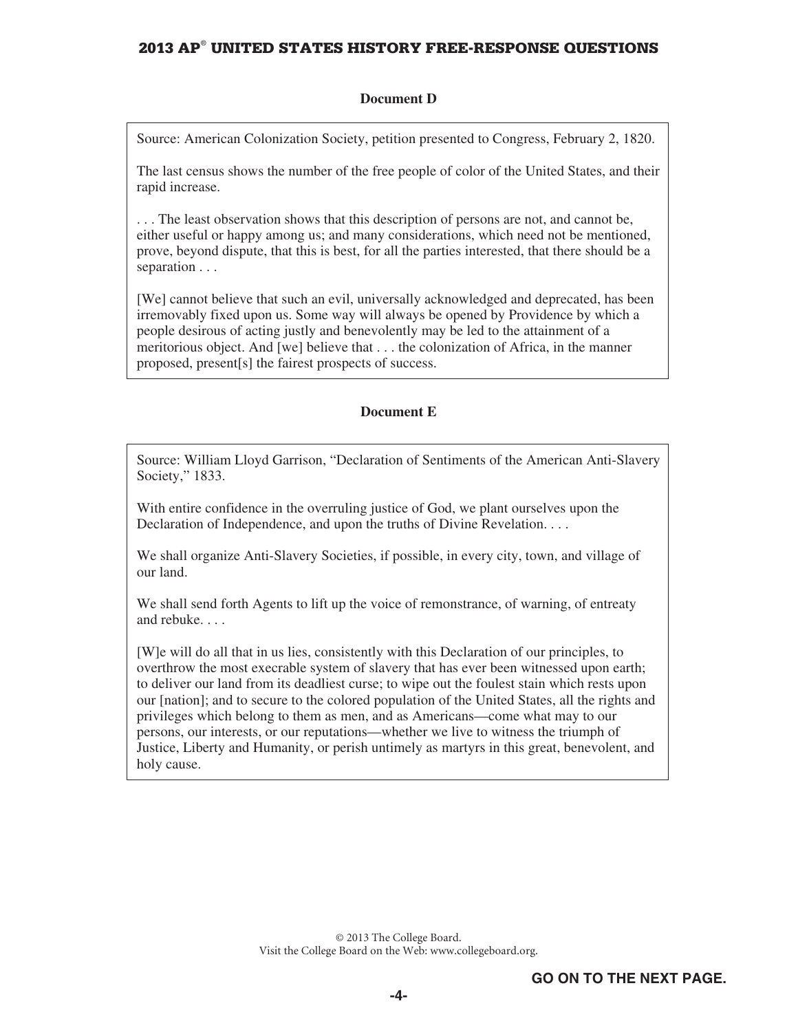### Document D

Source: American Colonization Society, petition presented to Congress, February 2, 1820.

The last census shows the number of the free people of color of the United States, and their rapid increase.

. . . The least observation shows that this description of persons are not, and cannot be, either useful or happy among us; and many considerations, which need not be mentioned, prove, beyond dispute, that this is best, for all the parties interested, that there should be a separation . . .

[We] cannot believe that such an evil, universally acknowledged and deprecated, has been irremovably fixed upon us. Some way will always be opened by Providence by which a people desirous of acting justly and benevolently may be led to the attainment of a meritorious object. And [we] believe that . . . the colonization of Africa, in the manner proposed, present[s] the fairest prospects of success.

### Document E

Source: William Lloyd Garrison, "Declaration of Sentiments of the American Anti-Slavery Society," 1833.

With entire confidence in the overruling justice of God, we plant ourselves upon the Declaration of Independence, and upon the truths of Divine Revelation. . . .

We shall organize Anti-Slavery Societies, if possible, in every city, town, and village of our land.

We shall send forth Agents to lift up the voice of remonstrance, of warning, of entreaty and rebuke. . . .

[W]e will do all that in us lies, consistently with this Declaration of our principles, to overthrow the most execrable system of slavery that has ever been witnessed upon earth; to deliver our land from its deadliest curse; to wipe out the foulest stain which rests upon our [nation]; and to secure to the colored population of the United States, all the rights and privileges which belong to them as men, and as Americans—come what may to our persons, our interests, or our reputations—whether we live to witness the triumph of Justice, Liberty and Humanity, or perish untimely as martyrs in this great, benevolent, and holy cause.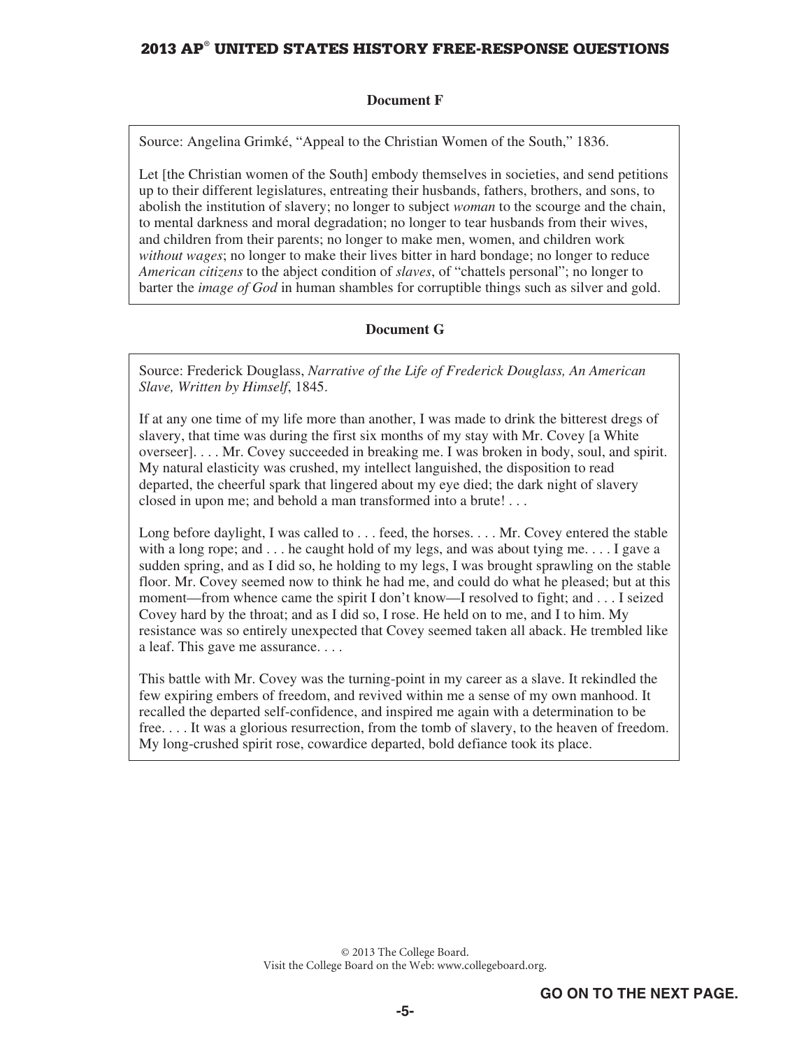**Document F**

Source: Angelina Grimké, "Appeal to the Christian Women of the South," 1836.

Let [the Christian women of the South] embody themselves in societies, and send petitions up to their different legislatures, entreating their husbands, fathers, brothers, and sons, to abolish the institution of slavery; no longer to subject *woman* to the scourge and the chain, to mental darkness and moral degradation; no longer to tear husbands from their wives, and children from their parents; no longer to make men, women, and children work *without wages*; no longer to make their lives bitter in hard bondage; no longer to reduce *American citizens* to the abject condition of *slaves*, of "chattels personal"; no longer to barter the *image of God* in human shambles for corruptible things such as silver and gold.

**Document G**

Source: Frederick Douglass, *Narrative of the Life of Frederick Douglass, An American Slave, Written by Himself*, 1845.

If at any one time of my life more than another, I was made to drink the bitterest dregs of slavery, that time was during the first six months of my stay with Mr. Covey [a White overseer]. . . . Mr. Covey succeeded in breaking me. I was broken in body, soul, and spirit. My natural elasticity was crushed, my intellect languished, the disposition to read departed, the cheerful spark that lingered about my eye died; the dark night of slavery closed in upon me; and behold a man transformed into a brute! . . .

Long before daylight, I was called to . . . feed, the horses. . . . Mr. Covey entered the stable with a long rope; and . . . he caught hold of my legs, and was about tying me. . . . I gave a sudden spring, and as I did so, he holding to my legs, I was brought sprawling on the stable floor. Mr. Covey seemed now to think he had me, and could do what he pleased; but at this moment—from whence came the spirit I don't know—I resolved to fight; and . . . I seized Covey hard by the throat; and as I did so, I rose. He held on to me, and I to him. My resistance was so entirely unexpected that Covey seemed taken all aback. He trembled like a leaf. This gave me assurance. . . .

This battle with Mr. Covey was the turning-point in my career as a slave. It rekindled the few expiring embers of freedom, and revived within me a sense of my own manhood. It recalled the departed self-confidence, and inspired me again with a determination to be free. . . . It was a glorious resurrection, from the tomb of slavery, to the heaven of freedom. My long-crushed spirit rose, cowardice departed, bold defiance took its place.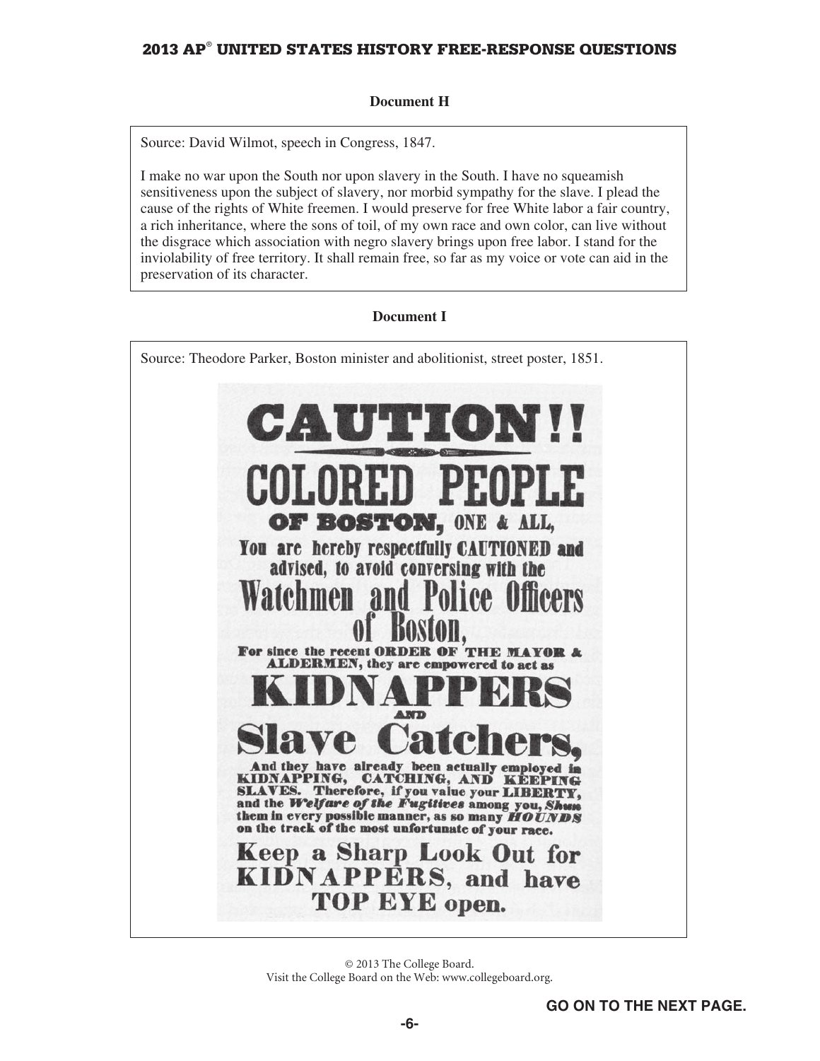**Document H**

Source: David Wilmot, speech in Congress, 1847.

I make no war upon the South nor upon slavery in the South. I have no squeamish sensitiveness upon the subject of slavery, nor morbid sympathy for the slave. I plead the cause of the rights of White freemen. I would preserve for free White labor a fair country, a rich inheritance, where the sons of toil, of my own race and own color, can live without the disgrace which association with negro slavery brings upon free labor. I stand for the inviolability of free territory. It shall remain free, so far as my voice or vote can aid in the preservation of its character.

**Document I**

Source: Theodore Parker, Boston minister and abolitionist, street poster, 1851.

CAUTION!!

COLORED PEOPLE

OF BOSTON, ONE & ALL,

You are hereby respectfully CAUTIONED and advised, to avoid conversing with the

Watchmen and Police Officers of Boston,

For since the recent ORDER OF THE MAYOR & ALDERMEN, they are empowered to act as

KIDNAPPERS

AND

Slave Catchers,

And they have already been actually employed in KIDNAPPING, CATCHING, AND KEEPING SLAVES. Therefore, if you value your LIBERTY, and the *Welfare of the Fugitives* among you, *Shun* them in every possible manner, as so many *HOUNDS* on the track of the most unfortunate of your race.

Keep a Sharp Look Out for KIDNAPPERS, and have TOP EYE open.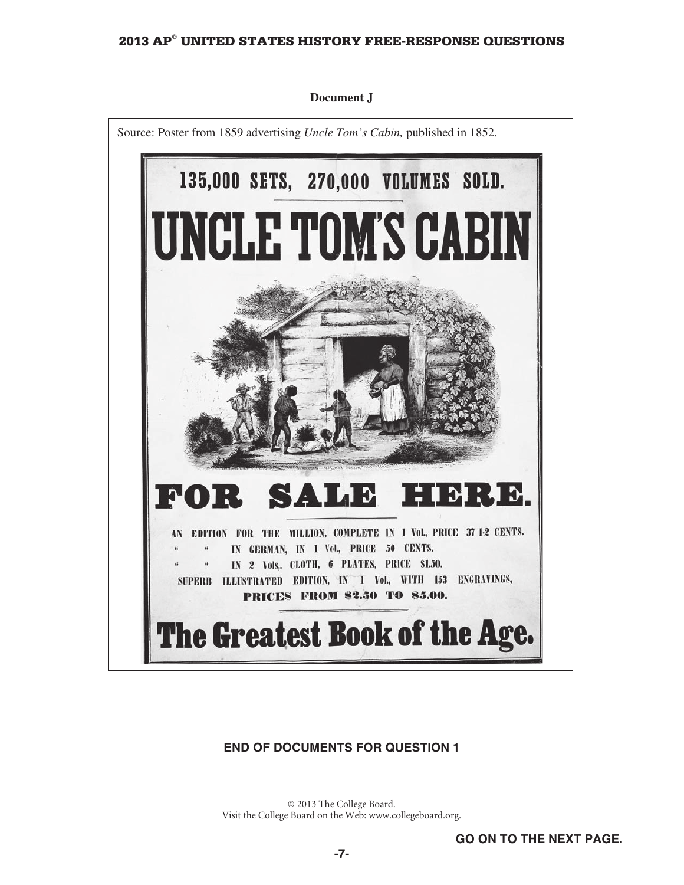**Document J**

Source: Poster from 1859 advertising *Uncle Tom's Cabin,* published in 1852.

135,000 SETS, 270,000 VOLUMES SOLD.

# UNCLE TOM'S CABIN

# FOR SALE HERE.

AN EDITION FOR THE MILLION, COMPLETE IN 1 Vol., PRICE 37 1-2 CENTS.
" " IN GERMAN, IN 1 Vol., PRICE 50 CENTS.
" " IN 2 Vols,. CLOTH, 6 PLATES, PRICE $1.50.
SUPERB ILLUSTRATED EDITION, IN 1 Vol., WITH 153 ENGRAVINGS,
PRICES FROM $2.50 TO $5.00.

# The Greatest Book of the Age.

**END OF DOCUMENTS FOR QUESTION 1**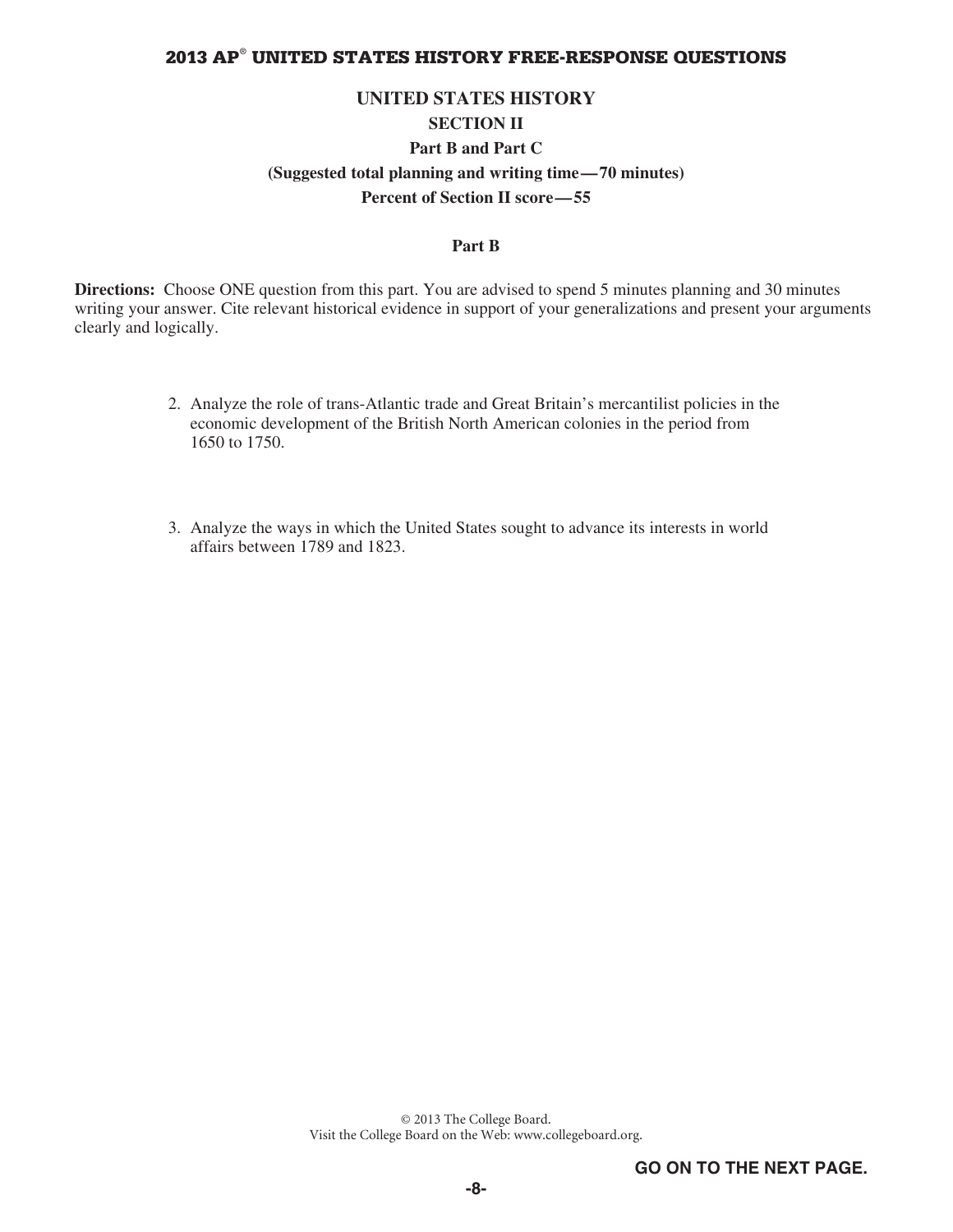# UNITED STATES HISTORY

## SECTION II

### Part B and Part C

**(Suggested total planning and writing time — 70 minutes)**

**Percent of Section II score — 55**

#### Part B

**Directions:** Choose ONE question from this part. You are advised to spend 5 minutes planning and 30 minutes writing your answer. Cite relevant historical evidence in support of your generalizations and present your arguments clearly and logically.

2. Analyze the role of trans-Atlantic trade and Great Britain's mercantilist policies in the economic development of the British North American colonies in the period from 1650 to 1750.

3. Analyze the ways in which the United States sought to advance its interests in world affairs between 1789 and 1823.

© 2013 The College Board.
Visit the College Board on the Web: www.collegeboard.org.

**GO ON TO THE NEXT PAGE.**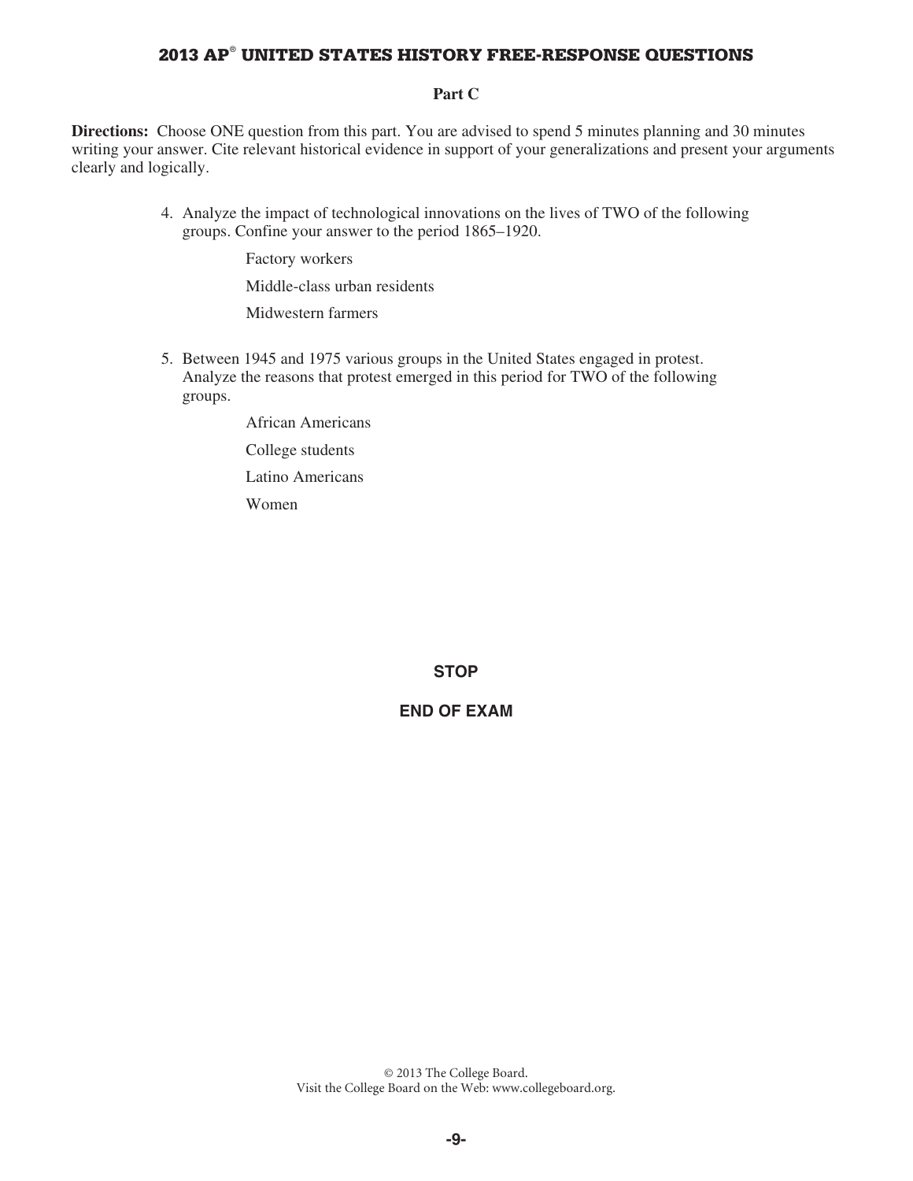## Part C

**Directions:** Choose ONE question from this part. You are advised to spend 5 minutes planning and 30 minutes writing your answer. Cite relevant historical evidence in support of your generalizations and present your arguments clearly and logically.

4. Analyze the impact of technological innovations on the lives of TWO of the following groups. Confine your answer to the period 1865–1920.

   Factory workers

   Middle-class urban residents

   Midwestern farmers

5. Between 1945 and 1975 various groups in the United States engaged in protest. Analyze the reasons that protest emerged in this period for TWO of the following groups.

   African Americans

   College students

   Latino Americans

   Women

**STOP**

**END OF EXAM**

© 2013 The College Board.
Visit the College Board on the Web: www.collegeboard.org.